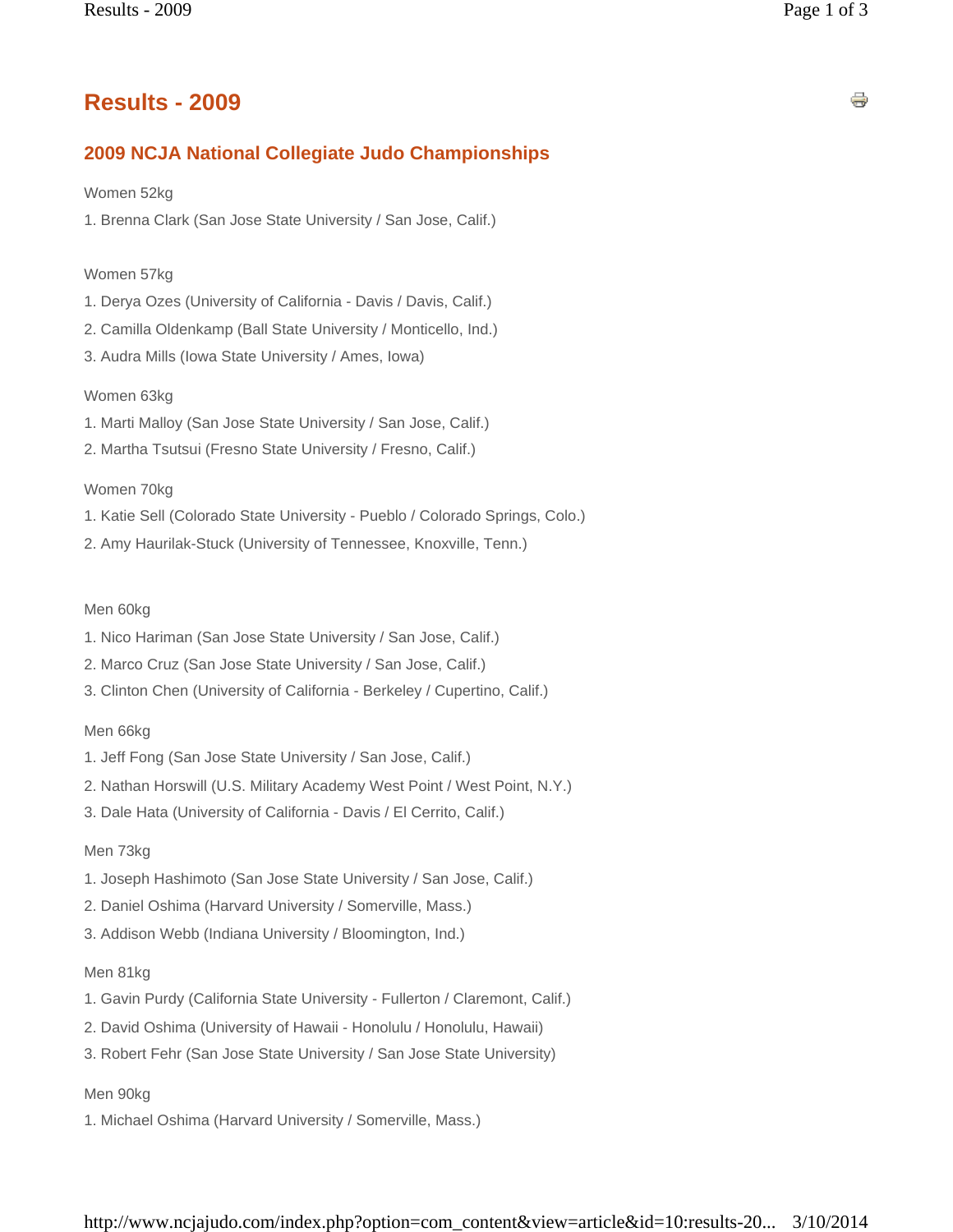# Results - 2009

## 2009 NCJA National Collegiate Judo Championships

Women 52kg

1. Brenna Clark (San Jose State University / San Jose, Calif.)

Women 57kg

1. Derya Ozes (University of California - Davis / Davis, Calif.)
2. Camilla Oldenkamp (Ball State University / Monticello, Ind.)
3. Audra Mills (Iowa State University / Ames, Iowa)

Women 63kg

1. Marti Malloy (San Jose State University / San Jose, Calif.)
2. Martha Tsutsui (Fresno State University / Fresno, Calif.)

Women 70kg

1. Katie Sell (Colorado State University - Pueblo / Colorado Springs, Colo.)
2. Amy Haurilak-Stuck (University of Tennessee, Knoxville, Tenn.)

Men 60kg

1. Nico Hariman (San Jose State University / San Jose, Calif.)
2. Marco Cruz (San Jose State University / San Jose, Calif.)
3. Clinton Chen (University of California - Berkeley / Cupertino, Calif.)

Men 66kg

1. Jeff Fong (San Jose State University / San Jose, Calif.)
2. Nathan Horswill (U.S. Military Academy West Point / West Point, N.Y.)
3. Dale Hata (University of California - Davis / El Cerrito, Calif.)

Men 73kg

1. Joseph Hashimoto (San Jose State University / San Jose, Calif.)
2. Daniel Oshima (Harvard University / Somerville, Mass.)
3. Addison Webb (Indiana University / Bloomington, Ind.)

Men 81kg

1. Gavin Purdy (California State University - Fullerton / Claremont, Calif.)
2. David Oshima (University of Hawaii - Honolulu / Honolulu, Hawaii)
3. Robert Fehr (San Jose State University / San Jose State University)

Men 90kg

1. Michael Oshima (Harvard University / Somerville, Mass.)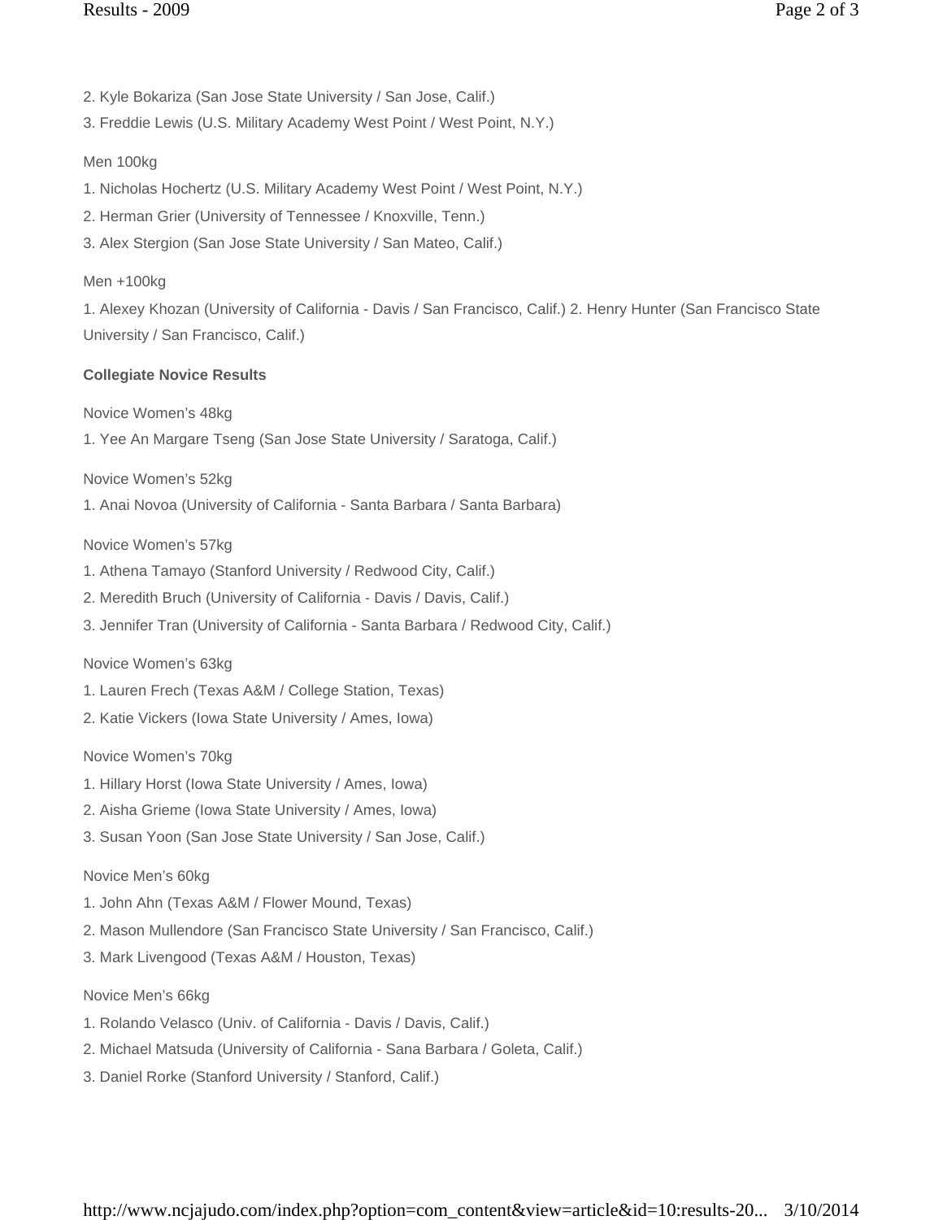2. Kyle Bokariza (San Jose State University / San Jose, Calif.)

3. Freddie Lewis (U.S. Military Academy West Point / West Point, N.Y.)

Men 100kg

1. Nicholas Hochertz (U.S. Military Academy West Point / West Point, N.Y.)

2. Herman Grier (University of Tennessee / Knoxville, Tenn.)

3. Alex Stergion (San Jose State University / San Mateo, Calif.)

Men +100kg

1. Alexey Khozan (University of California - Davis / San Francisco, Calif.) 2. Henry Hunter (San Francisco State University / San Francisco, Calif.)

**Collegiate Novice Results**

Novice Women's 48kg

1. Yee An Margare Tseng (San Jose State University / Saratoga, Calif.)

Novice Women's 52kg

1. Anai Novoa (University of California - Santa Barbara / Santa Barbara)

Novice Women's 57kg

1. Athena Tamayo (Stanford University / Redwood City, Calif.)

2. Meredith Bruch (University of California - Davis / Davis, Calif.)

3. Jennifer Tran (University of California - Santa Barbara / Redwood City, Calif.)

Novice Women's 63kg

1. Lauren Frech (Texas A&M / College Station, Texas)

2. Katie Vickers (Iowa State University / Ames, Iowa)

Novice Women's 70kg

1. Hillary Horst (Iowa State University / Ames, Iowa)

2. Aisha Grieme (Iowa State University / Ames, Iowa)

3. Susan Yoon (San Jose State University / San Jose, Calif.)

Novice Men's 60kg

1. John Ahn (Texas A&M / Flower Mound, Texas)

2. Mason Mullendore (San Francisco State University / San Francisco, Calif.)

3. Mark Livengood (Texas A&M / Houston, Texas)

Novice Men's 66kg

1. Rolando Velasco (Univ. of California - Davis / Davis, Calif.)

2. Michael Matsuda (University of California - Sana Barbara / Goleta, Calif.)

3. Daniel Rorke (Stanford University / Stanford, Calif.)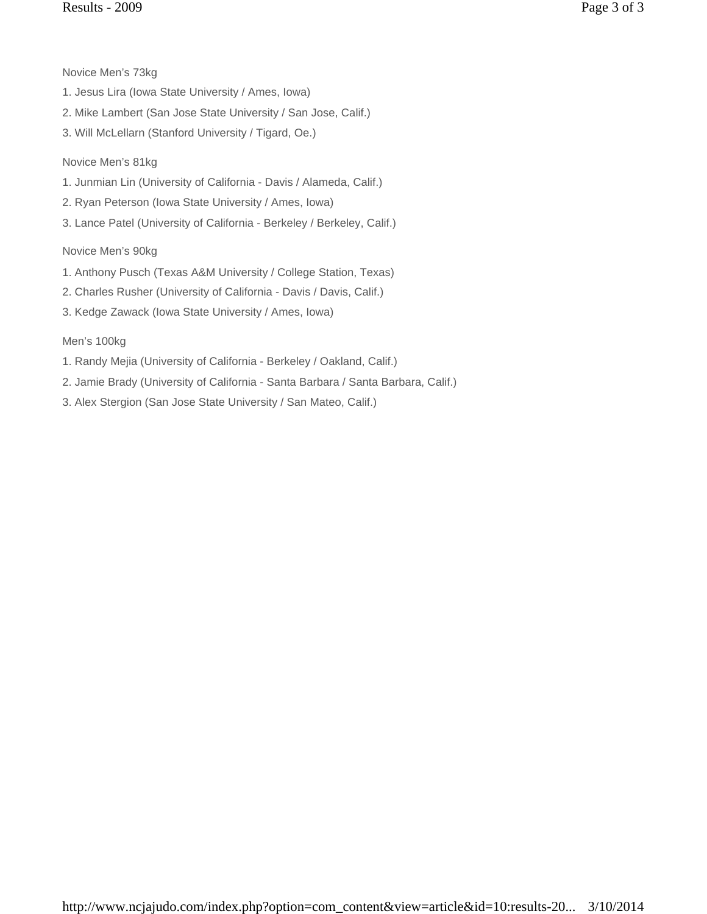Novice Men's 73kg

1. Jesus Lira (Iowa State University / Ames, Iowa)
2. Mike Lambert (San Jose State University / San Jose, Calif.)
3. Will McLellarn (Stanford University / Tigard, Oe.)

Novice Men's 81kg

1. Junmian Lin (University of California - Davis / Alameda, Calif.)
2. Ryan Peterson (Iowa State University / Ames, Iowa)
3. Lance Patel (University of California - Berkeley / Berkeley, Calif.)

Novice Men's 90kg

1. Anthony Pusch (Texas A&M University / College Station, Texas)
2. Charles Rusher (University of California - Davis / Davis, Calif.)
3. Kedge Zawack (Iowa State University / Ames, Iowa)

Men's 100kg

1. Randy Mejia (University of California - Berkeley / Oakland, Calif.)
2. Jamie Brady (University of California - Santa Barbara / Santa Barbara, Calif.)
3. Alex Stergion (San Jose State University / San Mateo, Calif.)